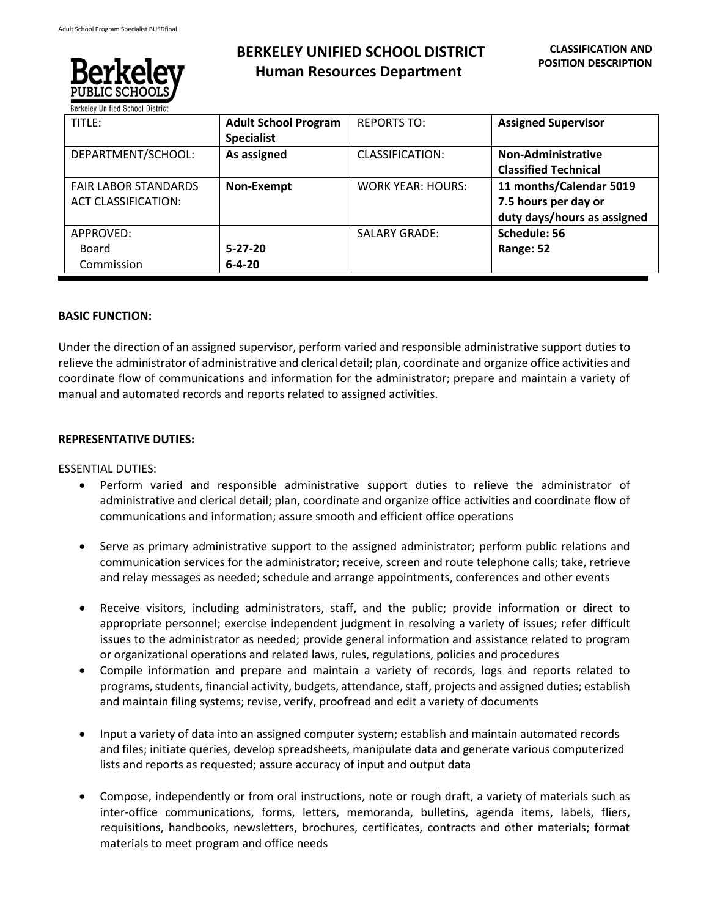# BERKELEY UNIFIED SCHOOL DISTRICT
## Human Resources Department

**CLASSIFICATION AND POSITION DESCRIPTION**

| TITLE: | **Adult School Program Specialist** | REPORTS TO: | **Assigned Supervisor** |
|---|---|---|---|
| DEPARTMENT/SCHOOL: | **As assigned** | CLASSIFICATION: | **Non-Administrative Classified Technical** |
| FAIR LABOR STANDARDS ACT CLASSIFICATION: | **Non-Exempt** | WORK YEAR: HOURS: | **11 months/Calendar 5019 7.5 hours per day or duty days/hours as assigned** |
| APPROVED: Board Commission | **5-27-20 6-4-20** | SALARY GRADE: | **Schedule: 56 Range: 52** |

**BASIC FUNCTION:**

Under the direction of an assigned supervisor, perform varied and responsible administrative support duties to relieve the administrator of administrative and clerical detail; plan, coordinate and organize office activities and coordinate flow of communications and information for the administrator; prepare and maintain a variety of manual and automated records and reports related to assigned activities.

**REPRESENTATIVE DUTIES:**

ESSENTIAL DUTIES:

- Perform varied and responsible administrative support duties to relieve the administrator of administrative and clerical detail; plan, coordinate and organize office activities and coordinate flow of communications and information; assure smooth and efficient office operations
- Serve as primary administrative support to the assigned administrator; perform public relations and communication services for the administrator; receive, screen and route telephone calls; take, retrieve and relay messages as needed; schedule and arrange appointments, conferences and other events
- Receive visitors, including administrators, staff, and the public; provide information or direct to appropriate personnel; exercise independent judgment in resolving a variety of issues; refer difficult issues to the administrator as needed; provide general information and assistance related to program or organizational operations and related laws, rules, regulations, policies and procedures
- Compile information and prepare and maintain a variety of records, logs and reports related to programs, students, financial activity, budgets, attendance, staff, projects and assigned duties; establish and maintain filing systems; revise, verify, proofread and edit a variety of documents
- Input a variety of data into an assigned computer system; establish and maintain automated records and files; initiate queries, develop spreadsheets, manipulate data and generate various computerized lists and reports as requested; assure accuracy of input and output data
- Compose, independently or from oral instructions, note or rough draft, a variety of materials such as inter-office communications, forms, letters, memoranda, bulletins, agenda items, labels, fliers, requisitions, handbooks, newsletters, brochures, certificates, contracts and other materials; format materials to meet program and office needs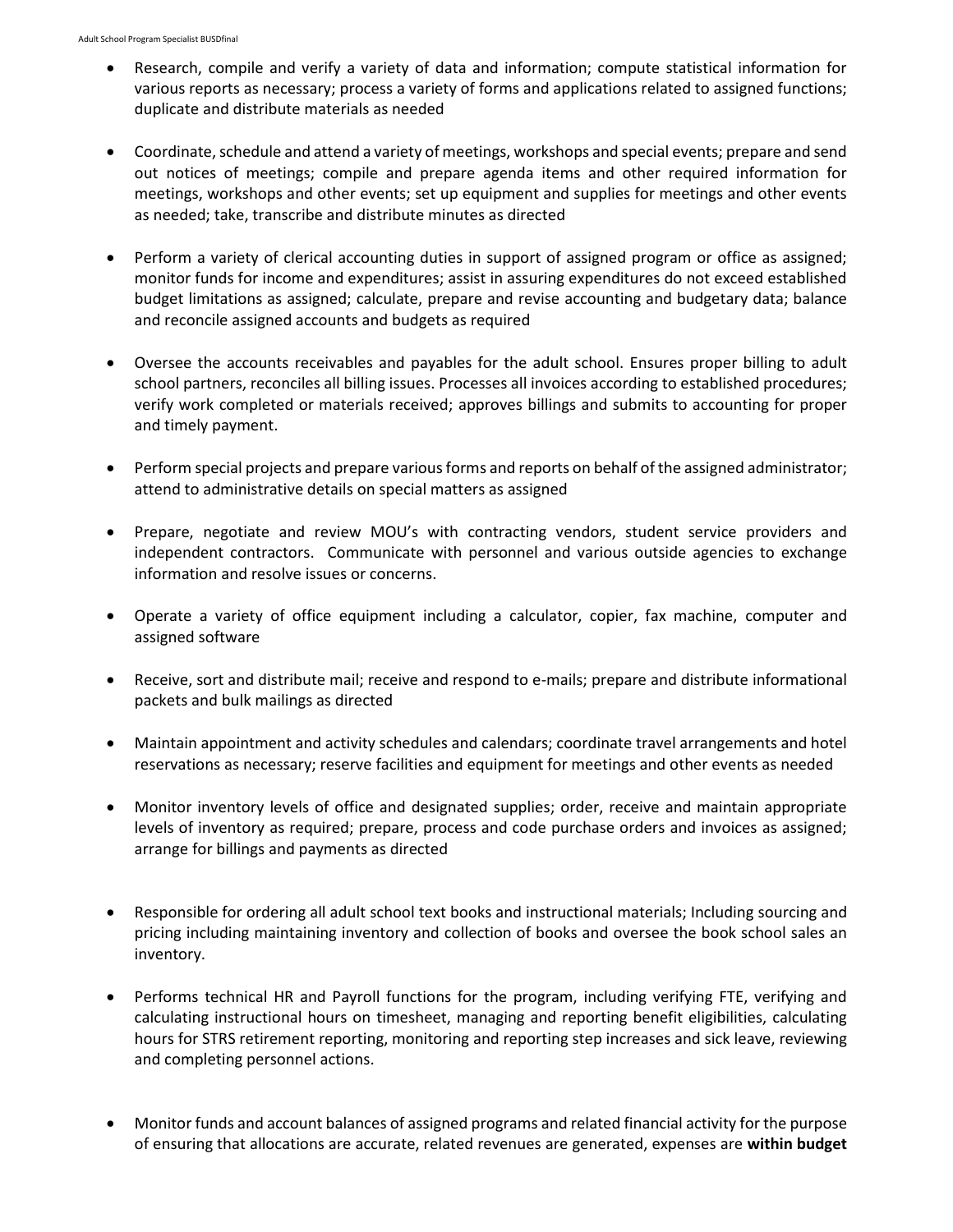- Research, compile and verify a variety of data and information; compute statistical information for various reports as necessary; process a variety of forms and applications related to assigned functions; duplicate and distribute materials as needed

- Coordinate, schedule and attend a variety of meetings, workshops and special events; prepare and send out notices of meetings; compile and prepare agenda items and other required information for meetings, workshops and other events; set up equipment and supplies for meetings and other events as needed; take, transcribe and distribute minutes as directed

- Perform a variety of clerical accounting duties in support of assigned program or office as assigned; monitor funds for income and expenditures; assist in assuring expenditures do not exceed established budget limitations as assigned; calculate, prepare and revise accounting and budgetary data; balance and reconcile assigned accounts and budgets as required

- Oversee the accounts receivables and payables for the adult school. Ensures proper billing to adult school partners, reconciles all billing issues. Processes all invoices according to established procedures; verify work completed or materials received; approves billings and submits to accounting for proper and timely payment.

- Perform special projects and prepare various forms and reports on behalf of the assigned administrator; attend to administrative details on special matters as assigned

- Prepare, negotiate and review MOU's with contracting vendors, student service providers and independent contractors. Communicate with personnel and various outside agencies to exchange information and resolve issues or concerns.

- Operate a variety of office equipment including a calculator, copier, fax machine, computer and assigned software

- Receive, sort and distribute mail; receive and respond to e-mails; prepare and distribute informational packets and bulk mailings as directed

- Maintain appointment and activity schedules and calendars; coordinate travel arrangements and hotel reservations as necessary; reserve facilities and equipment for meetings and other events as needed

- Monitor inventory levels of office and designated supplies; order, receive and maintain appropriate levels of inventory as required; prepare, process and code purchase orders and invoices as assigned; arrange for billings and payments as directed

- Responsible for ordering all adult school text books and instructional materials; Including sourcing and pricing including maintaining inventory and collection of books and oversee the book school sales an inventory.

- Performs technical HR and Payroll functions for the program, including verifying FTE, verifying and calculating instructional hours on timesheet, managing and reporting benefit eligibilities, calculating hours for STRS retirement reporting, monitoring and reporting step increases and sick leave, reviewing and completing personnel actions.

- Monitor funds and account balances of assigned programs and related financial activity for the purpose of ensuring that allocations are accurate, related revenues are generated, expenses are **within budget**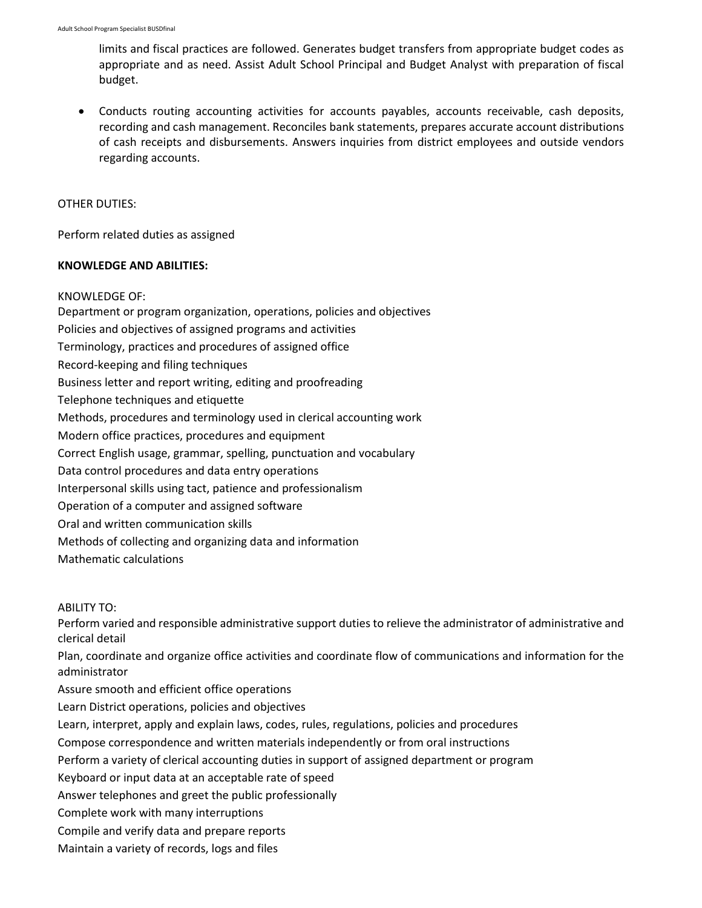limits and fiscal practices are followed. Generates budget transfers from appropriate budget codes as appropriate and as need. Assist Adult School Principal and Budget Analyst with preparation of fiscal budget.

- Conducts routing accounting activities for accounts payables, accounts receivable, cash deposits, recording and cash management. Reconciles bank statements, prepares accurate account distributions of cash receipts and disbursements. Answers inquiries from district employees and outside vendors regarding accounts.

OTHER DUTIES:

Perform related duties as assigned

**KNOWLEDGE AND ABILITIES:**

KNOWLEDGE OF:
Department or program organization, operations, policies and objectives
Policies and objectives of assigned programs and activities
Terminology, practices and procedures of assigned office
Record-keeping and filing techniques
Business letter and report writing, editing and proofreading
Telephone techniques and etiquette
Methods, procedures and terminology used in clerical accounting work
Modern office practices, procedures and equipment
Correct English usage, grammar, spelling, punctuation and vocabulary
Data control procedures and data entry operations
Interpersonal skills using tact, patience and professionalism
Operation of a computer and assigned software
Oral and written communication skills
Methods of collecting and organizing data and information
Mathematic calculations

ABILITY TO:
Perform varied and responsible administrative support duties to relieve the administrator of administrative and clerical detail
Plan, coordinate and organize office activities and coordinate flow of communications and information for the administrator
Assure smooth and efficient office operations
Learn District operations, policies and objectives
Learn, interpret, apply and explain laws, codes, rules, regulations, policies and procedures
Compose correspondence and written materials independently or from oral instructions
Perform a variety of clerical accounting duties in support of assigned department or program
Keyboard or input data at an acceptable rate of speed
Answer telephones and greet the public professionally
Complete work with many interruptions
Compile and verify data and prepare reports
Maintain a variety of records, logs and files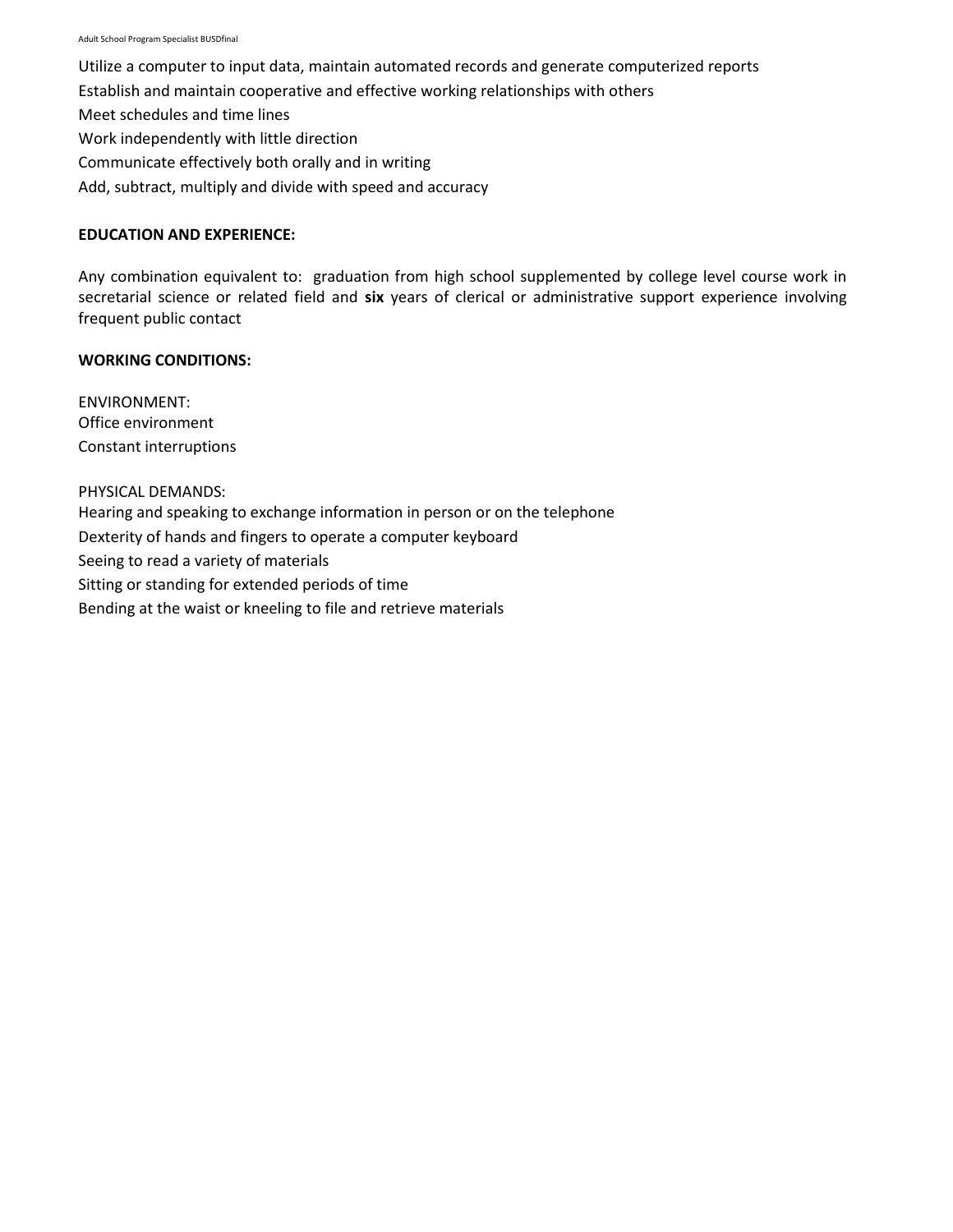Utilize a computer to input data, maintain automated records and generate computerized reports

Establish and maintain cooperative and effective working relationships with others

Meet schedules and time lines

Work independently with little direction

Communicate effectively both orally and in writing

Add, subtract, multiply and divide with speed and accuracy

**EDUCATION AND EXPERIENCE:**

Any combination equivalent to: graduation from high school supplemented by college level course work in secretarial science or related field and **six** years of clerical or administrative support experience involving frequent public contact

**WORKING CONDITIONS:**

ENVIRONMENT:

Office environment

Constant interruptions

PHYSICAL DEMANDS:

Hearing and speaking to exchange information in person or on the telephone

Dexterity of hands and fingers to operate a computer keyboard

Seeing to read a variety of materials

Sitting or standing for extended periods of time

Bending at the waist or kneeling to file and retrieve materials